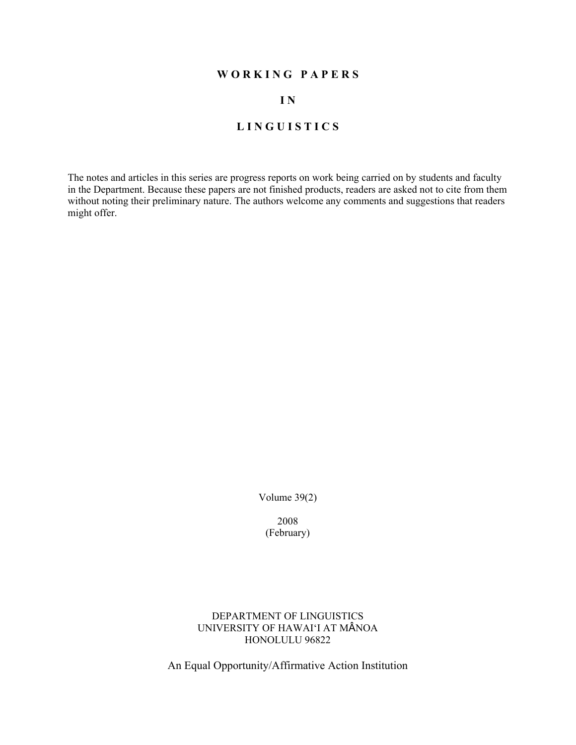# W O R K I N G   P A P E R S

# I N

# L I N G U I S T I C S

The notes and articles in this series are progress reports on work being carried on by students and faculty in the Department. Because these papers are not finished products, readers are asked not to cite from them without noting their preliminary nature. The authors welcome any comments and suggestions that readers might offer.

Volume 39(2)

2008
(February)

DEPARTMENT OF LINGUISTICS
UNIVERSITY OF HAWAI'I AT MÂNOA
HONOLULU 96822

An Equal Opportunity/Affirmative Action Institution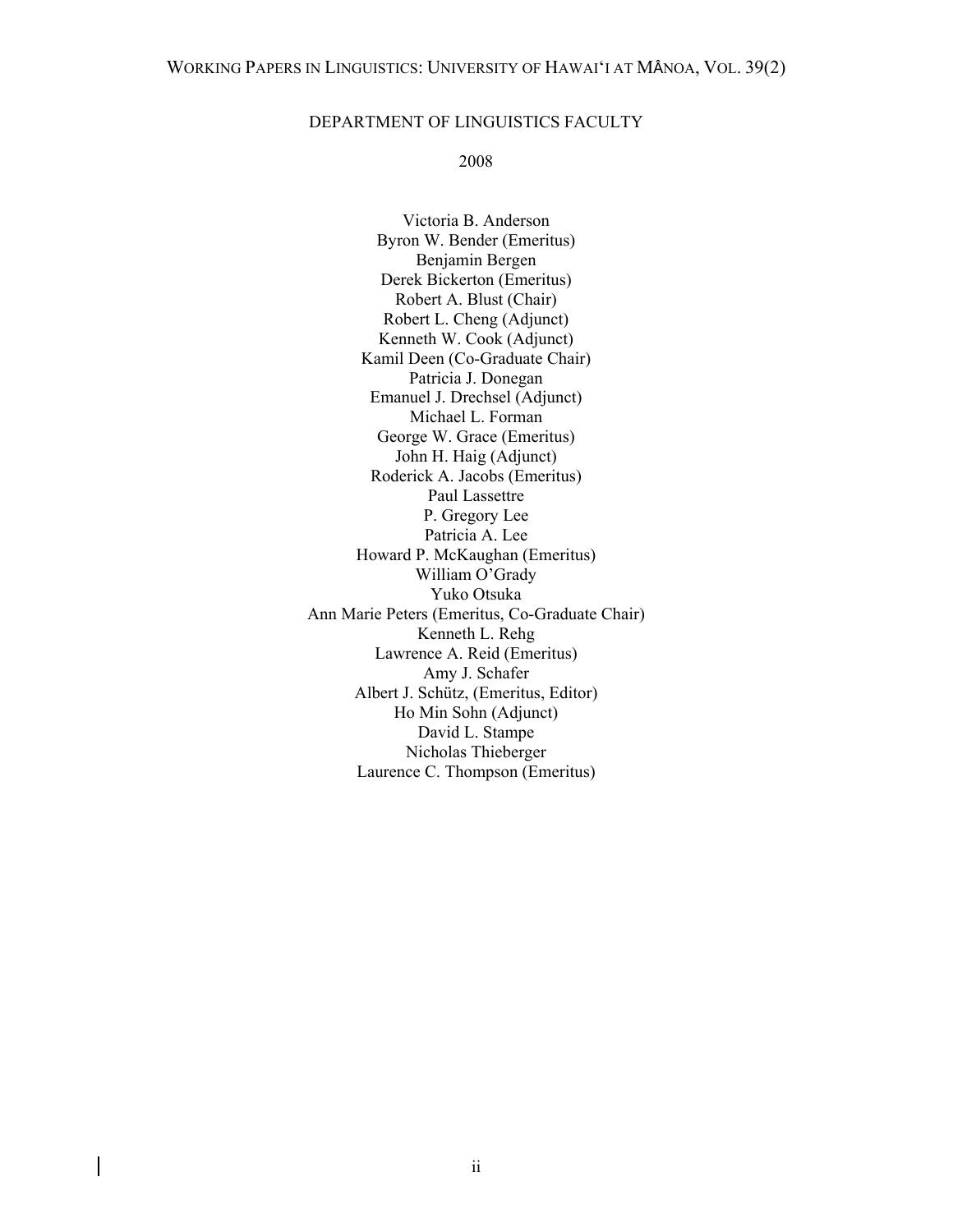## DEPARTMENT OF LINGUISTICS FACULTY

2008

Victoria B. Anderson
Byron W. Bender (Emeritus)
Benjamin Bergen
Derek Bickerton (Emeritus)
Robert A. Blust (Chair)
Robert L. Cheng (Adjunct)
Kenneth W. Cook (Adjunct)
Kamil Deen (Co-Graduate Chair)
Patricia J. Donegan
Emanuel J. Drechsel (Adjunct)
Michael L. Forman
George W. Grace (Emeritus)
John H. Haig (Adjunct)
Roderick A. Jacobs (Emeritus)
Paul Lassettre
P. Gregory Lee
Patricia A. Lee
Howard P. McKaughan (Emeritus)
William O'Grady
Yuko Otsuka
Ann Marie Peters (Emeritus, Co-Graduate Chair)
Kenneth L. Rehg
Lawrence A. Reid (Emeritus)
Amy J. Schafer
Albert J. Schütz, (Emeritus, Editor)
Ho Min Sohn (Adjunct)
David L. Stampe
Nicholas Thieberger
Laurence C. Thompson (Emeritus)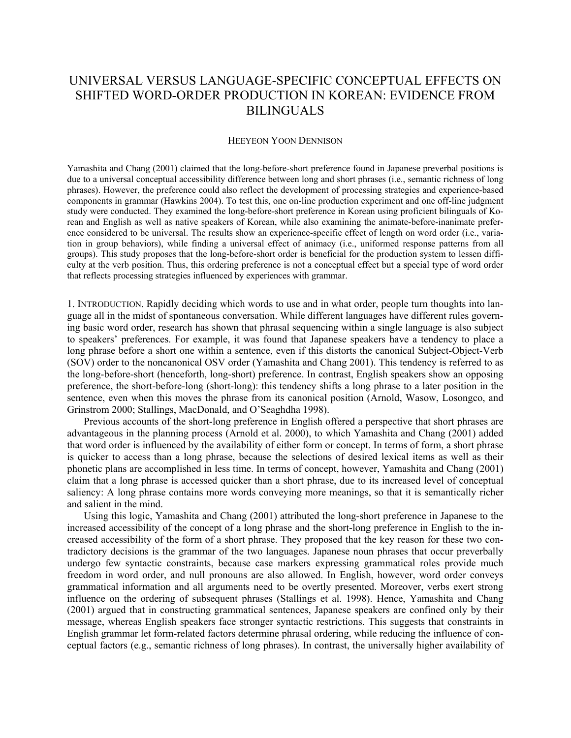# UNIVERSAL VERSUS LANGUAGE-SPECIFIC CONCEPTUAL EFFECTS ON SHIFTED WORD-ORDER PRODUCTION IN KOREAN: EVIDENCE FROM BILINGUALS

HEEYEON YOON DENNISON

Yamashita and Chang (2001) claimed that the long-before-short preference found in Japanese preverbal positions is due to a universal conceptual accessibility difference between long and short phrases (i.e., semantic richness of long phrases). However, the preference could also reflect the development of processing strategies and experience-based components in grammar (Hawkins 2004). To test this, one on-line production experiment and one off-line judgment study were conducted. They examined the long-before-short preference in Korean using proficient bilinguals of Korean and English as well as native speakers of Korean, while also examining the animate-before-inanimate preference considered to be universal. The results show an experience-specific effect of length on word order (i.e., variation in group behaviors), while finding a universal effect of animacy (i.e., uniformed response patterns from all groups). This study proposes that the long-before-short order is beneficial for the production system to lessen difficulty at the verb position. Thus, this ordering preference is not a conceptual effect but a special type of word order that reflects processing strategies influenced by experiences with grammar.

1. INTRODUCTION. Rapidly deciding which words to use and in what order, people turn thoughts into language all in the midst of spontaneous conversation. While different languages have different rules governing basic word order, research has shown that phrasal sequencing within a single language is also subject to speakers' preferences. For example, it was found that Japanese speakers have a tendency to place a long phrase before a short one within a sentence, even if this distorts the canonical Subject-Object-Verb (SOV) order to the noncanonical OSV order (Yamashita and Chang 2001). This tendency is referred to as the long-before-short (henceforth, long-short) preference. In contrast, English speakers show an opposing preference, the short-before-long (short-long): this tendency shifts a long phrase to a later position in the sentence, even when this moves the phrase from its canonical position (Arnold, Wasow, Losongco, and Grinstrom 2000; Stallings, MacDonald, and O'Seaghdha 1998).

Previous accounts of the short-long preference in English offered a perspective that short phrases are advantageous in the planning process (Arnold et al. 2000), to which Yamashita and Chang (2001) added that word order is influenced by the availability of either form or concept. In terms of form, a short phrase is quicker to access than a long phrase, because the selections of desired lexical items as well as their phonetic plans are accomplished in less time. In terms of concept, however, Yamashita and Chang (2001) claim that a long phrase is accessed quicker than a short phrase, due to its increased level of conceptual saliency: A long phrase contains more words conveying more meanings, so that it is semantically richer and salient in the mind.

Using this logic, Yamashita and Chang (2001) attributed the long-short preference in Japanese to the increased accessibility of the concept of a long phrase and the short-long preference in English to the increased accessibility of the form of a short phrase. They proposed that the key reason for these two contradictory decisions is the grammar of the two languages. Japanese noun phrases that occur preverbally undergo few syntactic constraints, because case markers expressing grammatical roles provide much freedom in word order, and null pronouns are also allowed. In English, however, word order conveys grammatical information and all arguments need to be overtly presented. Moreover, verbs exert strong influence on the ordering of subsequent phrases (Stallings et al. 1998). Hence, Yamashita and Chang (2001) argued that in constructing grammatical sentences, Japanese speakers are confined only by their message, whereas English speakers face stronger syntactic restrictions. This suggests that constraints in English grammar let form-related factors determine phrasal ordering, while reducing the influence of conceptual factors (e.g., semantic richness of long phrases). In contrast, the universally higher availability of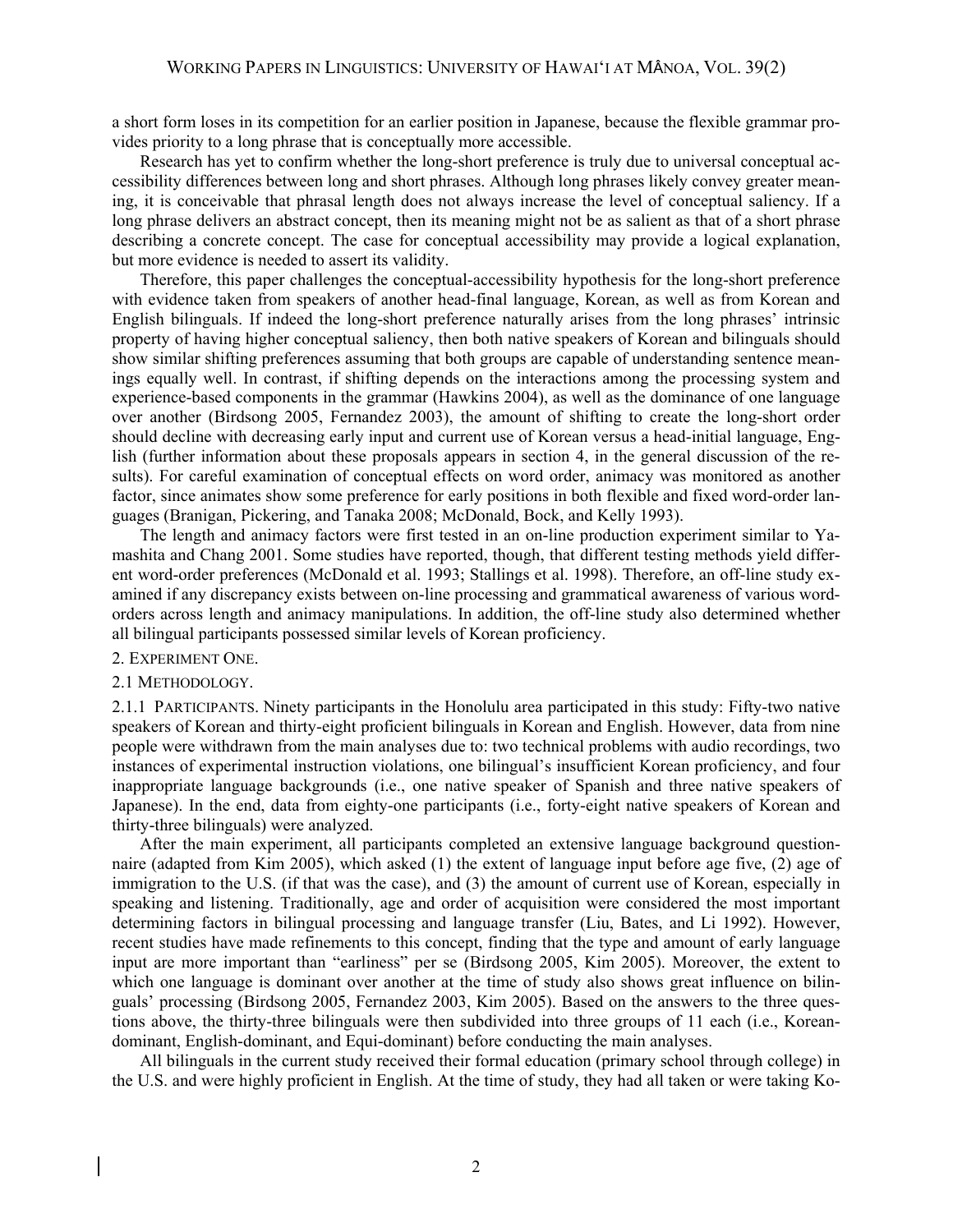a short form loses in its competition for an earlier position in Japanese, because the flexible grammar provides priority to a long phrase that is conceptually more accessible.

Research has yet to confirm whether the long-short preference is truly due to universal conceptual accessibility differences between long and short phrases. Although long phrases likely convey greater meaning, it is conceivable that phrasal length does not always increase the level of conceptual saliency. If a long phrase delivers an abstract concept, then its meaning might not be as salient as that of a short phrase describing a concrete concept. The case for conceptual accessibility may provide a logical explanation, but more evidence is needed to assert its validity.

Therefore, this paper challenges the conceptual-accessibility hypothesis for the long-short preference with evidence taken from speakers of another head-final language, Korean, as well as from Korean and English bilinguals. If indeed the long-short preference naturally arises from the long phrases' intrinsic property of having higher conceptual saliency, then both native speakers of Korean and bilinguals should show similar shifting preferences assuming that both groups are capable of understanding sentence meanings equally well. In contrast, if shifting depends on the interactions among the processing system and experience-based components in the grammar (Hawkins 2004), as well as the dominance of one language over another (Birdsong 2005, Fernandez 2003), the amount of shifting to create the long-short order should decline with decreasing early input and current use of Korean versus a head-initial language, English (further information about these proposals appears in section 4, in the general discussion of the results). For careful examination of conceptual effects on word order, animacy was monitored as another factor, since animates show some preference for early positions in both flexible and fixed word-order languages (Branigan, Pickering, and Tanaka 2008; McDonald, Bock, and Kelly 1993).

The length and animacy factors were first tested in an on-line production experiment similar to Yamashita and Chang 2001. Some studies have reported, though, that different testing methods yield different word-order preferences (McDonald et al. 1993; Stallings et al. 1998). Therefore, an off-line study examined if any discrepancy exists between on-line processing and grammatical awareness of various word-orders across length and animacy manipulations. In addition, the off-line study also determined whether all bilingual participants possessed similar levels of Korean proficiency.

## 2. Experiment One.

### 2.1 Methodology.

2.1.1 Participants. Ninety participants in the Honolulu area participated in this study: Fifty-two native speakers of Korean and thirty-eight proficient bilinguals in Korean and English. However, data from nine people were withdrawn from the main analyses due to: two technical problems with audio recordings, two instances of experimental instruction violations, one bilingual's insufficient Korean proficiency, and four inappropriate language backgrounds (i.e., one native speaker of Spanish and three native speakers of Japanese). In the end, data from eighty-one participants (i.e., forty-eight native speakers of Korean and thirty-three bilinguals) were analyzed.

After the main experiment, all participants completed an extensive language background questionnaire (adapted from Kim 2005), which asked (1) the extent of language input before age five, (2) age of immigration to the U.S. (if that was the case), and (3) the amount of current use of Korean, especially in speaking and listening. Traditionally, age and order of acquisition were considered the most important determining factors in bilingual processing and language transfer (Liu, Bates, and Li 1992). However, recent studies have made refinements to this concept, finding that the type and amount of early language input are more important than "earliness" per se (Birdsong 2005, Kim 2005). Moreover, the extent to which one language is dominant over another at the time of study also shows great influence on bilinguals' processing (Birdsong 2005, Fernandez 2003, Kim 2005). Based on the answers to the three questions above, the thirty-three bilinguals were then subdivided into three groups of 11 each (i.e., Korean-dominant, English-dominant, and Equi-dominant) before conducting the main analyses.

All bilinguals in the current study received their formal education (primary school through college) in the U.S. and were highly proficient in English. At the time of study, they had all taken or were taking Ko-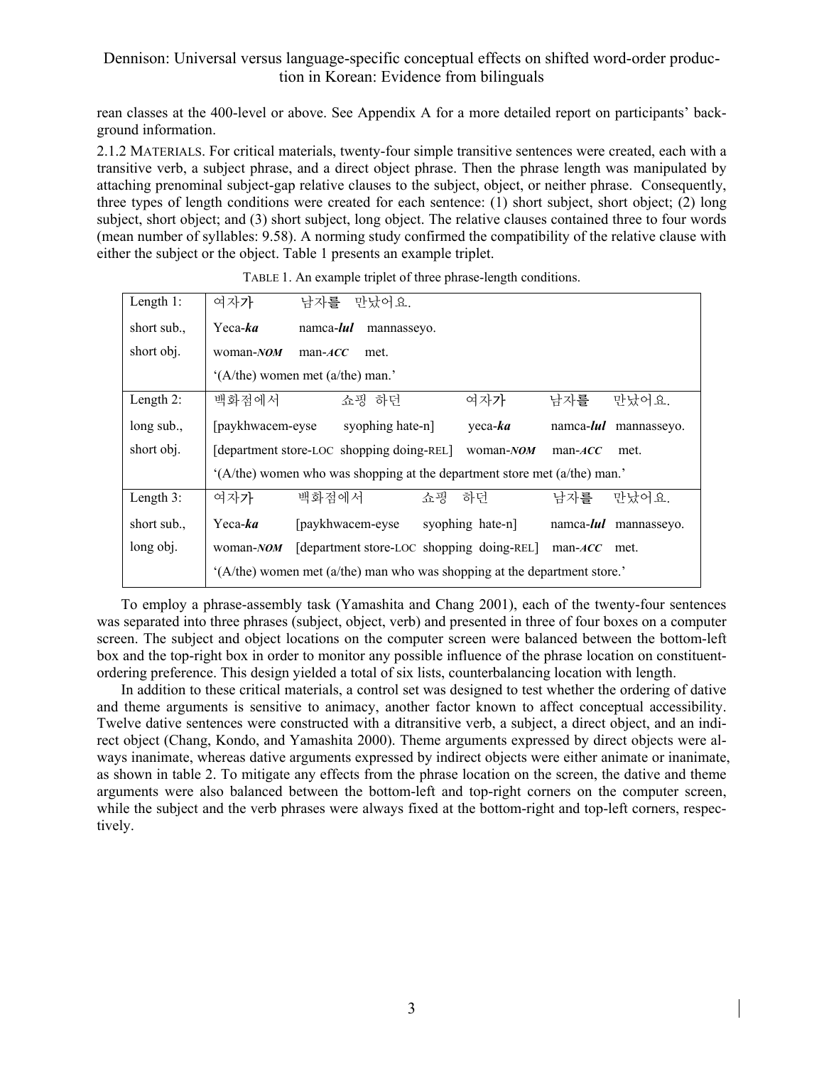rean classes at the 400-level or above. See Appendix A for a more detailed report on participants' background information.

2.1.2 MATERIALS. For critical materials, twenty-four simple transitive sentences were created, each with a transitive verb, a subject phrase, and a direct object phrase. Then the phrase length was manipulated by attaching prenominal subject-gap relative clauses to the subject, object, or neither phrase. Consequently, three types of length conditions were created for each sentence: (1) short subject, short object; (2) long subject, short object; and (3) short subject, long object. The relative clauses contained three to four words (mean number of syllables: 9.58). A norming study confirmed the compatibility of the relative clause with either the subject or the object. Table 1 presents an example triplet.

TABLE 1. An example triplet of three phrase-length conditions.

| | |
|---|---|
| Length 1: | 여자가 남자를 만났어요. |
| short sub., | Yeca-***ka*** namca-***lul*** mannasseyo. |
| short obj. | woman-***NOM*** man-***ACC*** met. |
| | '(A/the) women met (a/the) man.' |
| Length 2: | 백화점에서 쇼핑 하던 여자가 남자를 만났어요. |
| long sub., | [paykhwacem-eyse syophing hate-n] yeca-***ka*** namca-***lul*** mannasseyo. |
| short obj. | [department store-LOC shopping doing-REL] woman-***NOM*** man-***ACC*** met. |
| | '(A/the) women who was shopping at the department store met (a/the) man.' |
| Length 3: | 여자가 백화점에서 쇼핑 하던 남자를 만났어요. |
| short sub., | Yeca-***ka*** [paykhwacem-eyse syophing hate-n] namca-***lul*** mannasseyo. |
| long obj. | woman-***NOM*** [department store-LOC shopping doing-REL] man-***ACC*** met. |
| | '(A/the) women met (a/the) man who was shopping at the department store.' |

To employ a phrase-assembly task (Yamashita and Chang 2001), each of the twenty-four sentences was separated into three phrases (subject, object, verb) and presented in three of four boxes on a computer screen. The subject and object locations on the computer screen were balanced between the bottom-left box and the top-right box in order to monitor any possible influence of the phrase location on constituent-ordering preference. This design yielded a total of six lists, counterbalancing location with length.

In addition to these critical materials, a control set was designed to test whether the ordering of dative and theme arguments is sensitive to animacy, another factor known to affect conceptual accessibility. Twelve dative sentences were constructed with a ditransitive verb, a subject, a direct object, and an indirect object (Chang, Kondo, and Yamashita 2000). Theme arguments expressed by direct objects were always inanimate, whereas dative arguments expressed by indirect objects were either animate or inanimate, as shown in table 2. To mitigate any effects from the phrase location on the screen, the dative and theme arguments were also balanced between the bottom-left and top-right corners on the computer screen, while the subject and the verb phrases were always fixed at the bottom-right and top-left corners, respectively.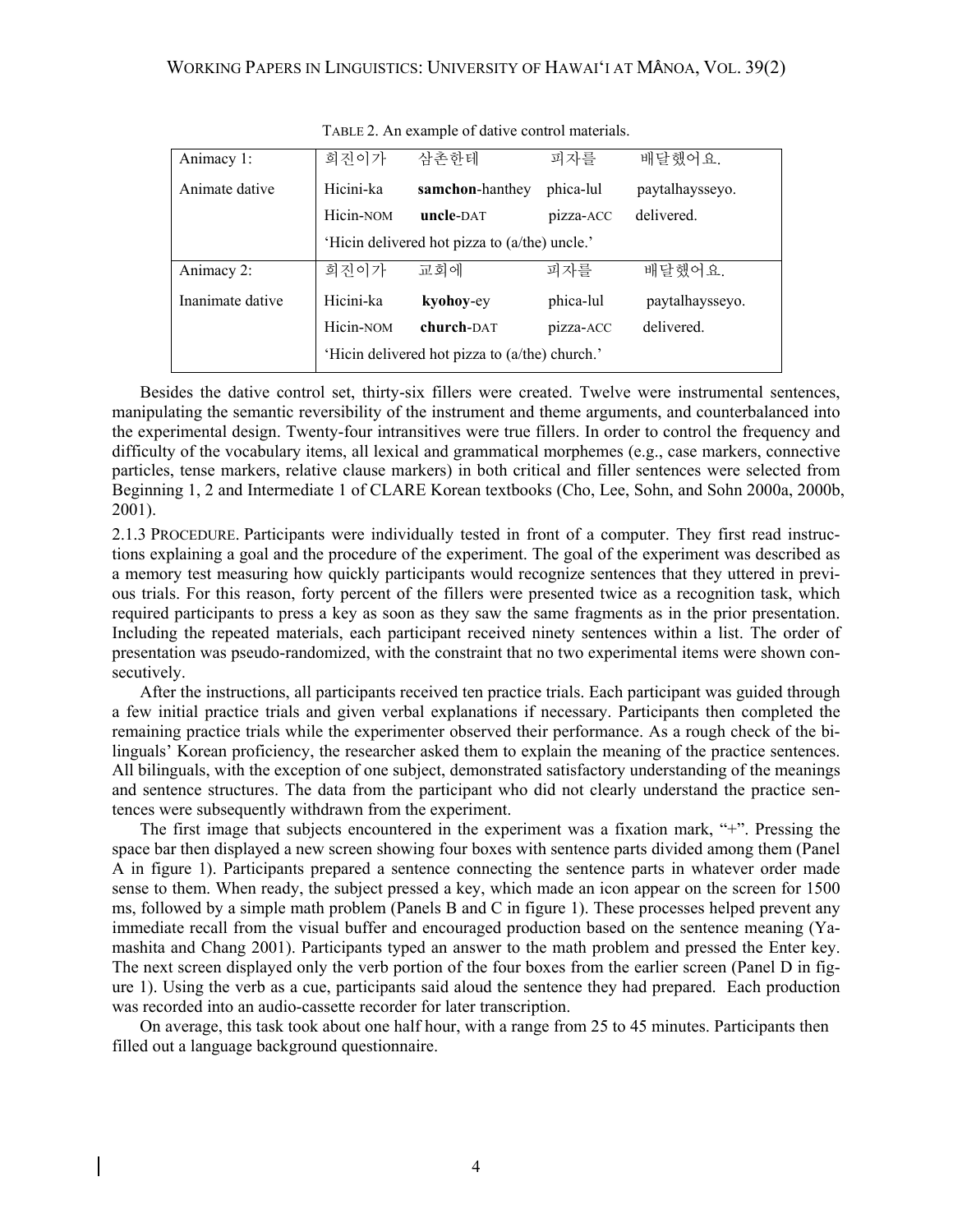TABLE 2. An example of dative control materials.

| | | | | |
|---|---|---|---|---|
| Animacy 1: | 희진이가 | 삼촌한테 | 피자를 | 배달했어요. |
| Animate dative | Hicini-ka | **samchon**-hanthey | phica-lul | paytalhaysseyo. |
| | Hicin-NOM | **uncle**-DAT | pizza-ACC | delivered. |
| | 'Hicin delivered hot pizza to (a/the) uncle.' | | | |
| Animacy 2: | 희진이가 | 교회에 | 피자를 | 배달했어요. |
| Inanimate dative | Hicini-ka | **kyohoy**-ey | phica-lul | paytalhaysseyo. |
| | Hicin-NOM | **church**-DAT | pizza-ACC | delivered. |
| | 'Hicin delivered hot pizza to (a/the) church.' | | | |

Besides the dative control set, thirty-six fillers were created. Twelve were instrumental sentences, manipulating the semantic reversibility of the instrument and theme arguments, and counterbalanced into the experimental design. Twenty-four intransitives were true fillers. In order to control the frequency and difficulty of the vocabulary items, all lexical and grammatical morphemes (e.g., case markers, connective particles, tense markers, relative clause markers) in both critical and filler sentences were selected from Beginning 1, 2 and Intermediate 1 of CLARE Korean textbooks (Cho, Lee, Sohn, and Sohn 2000a, 2000b, 2001).

2.1.3 PROCEDURE. Participants were individually tested in front of a computer. They first read instructions explaining a goal and the procedure of the experiment. The goal of the experiment was described as a memory test measuring how quickly participants would recognize sentences that they uttered in previous trials. For this reason, forty percent of the fillers were presented twice as a recognition task, which required participants to press a key as soon as they saw the same fragments as in the prior presentation. Including the repeated materials, each participant received ninety sentences within a list. The order of presentation was pseudo-randomized, with the constraint that no two experimental items were shown consecutively.

After the instructions, all participants received ten practice trials. Each participant was guided through a few initial practice trials and given verbal explanations if necessary. Participants then completed the remaining practice trials while the experimenter observed their performance. As a rough check of the bilinguals' Korean proficiency, the researcher asked them to explain the meaning of the practice sentences. All bilinguals, with the exception of one subject, demonstrated satisfactory understanding of the meanings and sentence structures. The data from the participant who did not clearly understand the practice sentences were subsequently withdrawn from the experiment.

The first image that subjects encountered in the experiment was a fixation mark, "+". Pressing the space bar then displayed a new screen showing four boxes with sentence parts divided among them (Panel A in figure 1). Participants prepared a sentence connecting the sentence parts in whatever order made sense to them. When ready, the subject pressed a key, which made an icon appear on the screen for 1500 ms, followed by a simple math problem (Panels B and C in figure 1). These processes helped prevent any immediate recall from the visual buffer and encouraged production based on the sentence meaning (Yamashita and Chang 2001). Participants typed an answer to the math problem and pressed the Enter key. The next screen displayed only the verb portion of the four boxes from the earlier screen (Panel D in figure 1). Using the verb as a cue, participants said aloud the sentence they had prepared. Each production was recorded into an audio-cassette recorder for later transcription.

On average, this task took about one half hour, with a range from 25 to 45 minutes. Participants then filled out a language background questionnaire.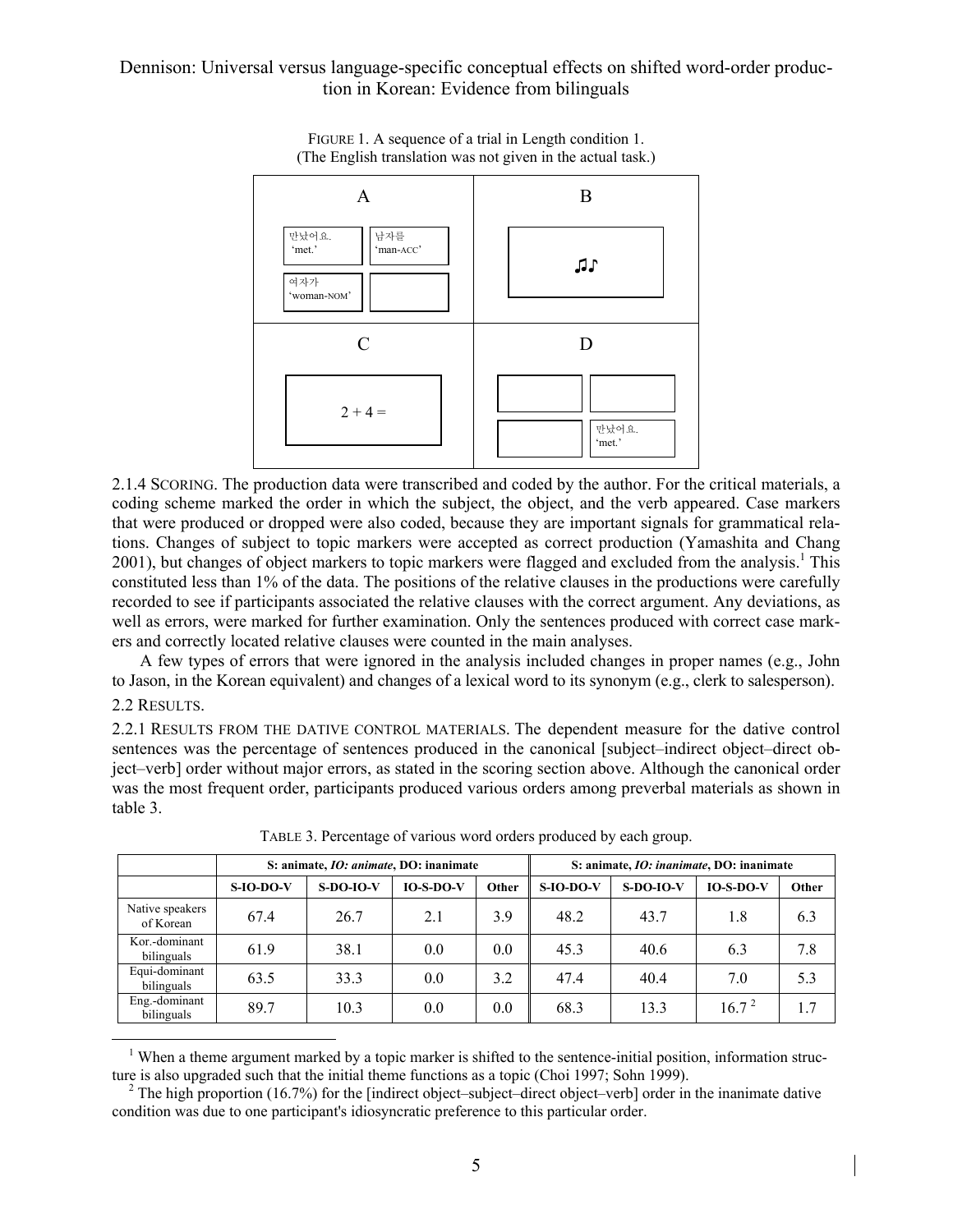FIGURE 1. A sequence of a trial in Length condition 1.
(The English translation was not given in the actual task.)

| A | B |
|---|---|
| 만났어요. 'met.' / 남자를 'man-ACC' / 여자가 'woman-NOM' / [blank] | ♫♪ |
| **C** | **D** |
| 2 + 4 = | [blank] / [blank] / [blank] / 만났어요. 'met.' |

2.1.4 SCORING. The production data were transcribed and coded by the author. For the critical materials, a coding scheme marked the order in which the subject, the object, and the verb appeared. Case markers that were produced or dropped were also coded, because they are important signals for grammatical relations. Changes of subject to topic markers were accepted as correct production (Yamashita and Chang 2001), but changes of object markers to topic markers were flagged and excluded from the analysis.[1] This constituted less than 1% of the data. The positions of the relative clauses in the productions were carefully recorded to see if participants associated the relative clauses with the correct argument. Any deviations, as well as errors, were marked for further examination. Only the sentences produced with correct case markers and correctly located relative clauses were counted in the main analyses.

A few types of errors that were ignored in the analysis included changes in proper names (e.g., John to Jason, in the Korean equivalent) and changes of a lexical word to its synonym (e.g., clerk to salesperson).

2.2 RESULTS.

2.2.1 RESULTS FROM THE DATIVE CONTROL MATERIALS. The dependent measure for the dative control sentences was the percentage of sentences produced in the canonical [subject–indirect object–direct object–verb] order without major errors, as stated in the scoring section above. Although the canonical order was the most frequent order, participants produced various orders among preverbal materials as shown in table 3.

TABLE 3. Percentage of various word orders produced by each group.

| | S: animate, *IO: animate*, DO: inanimate | | | | S: animate, *IO: inanimate*, DO: inanimate | | | |
|---|---|---|---|---|---|---|---|---|
| | **S-IO-DO-V** | **S-DO-IO-V** | **IO-S-DO-V** | **Other** | **S-IO-DO-V** | **S-DO-IO-V** | **IO-S-DO-V** | **Other** |
| Native speakers of Korean | 67.4 | 26.7 | 2.1 | 3.9 | 48.2 | 43.7 | 1.8 | 6.3 |
| Kor.-dominant bilinguals | 61.9 | 38.1 | 0.0 | 0.0 | 45.3 | 40.6 | 6.3 | 7.8 |
| Equi-dominant bilinguals | 63.5 | 33.3 | 0.0 | 3.2 | 47.4 | 40.4 | 7.0 | 5.3 |
| Eng.-dominant bilinguals | 89.7 | 10.3 | 0.0 | 0.0 | 68.3 | 13.3 | 16.7[2] | 1.7 |

[1] When a theme argument marked by a topic marker is shifted to the sentence-initial position, information structure is also upgraded such that the initial theme functions as a topic (Choi 1997; Sohn 1999).

[2] The high proportion (16.7%) for the [indirect object–subject–direct object–verb] order in the inanimate dative condition was due to one participant's idiosyncratic preference to this particular order.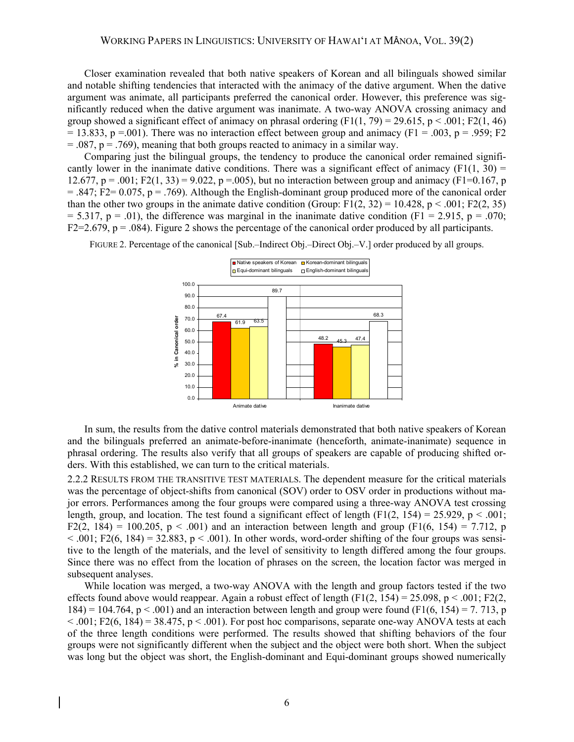Closer examination revealed that both native speakers of Korean and all bilinguals showed similar and notable shifting tendencies that interacted with the animacy of the dative argument. When the dative argument was animate, all participants preferred the canonical order. However, this preference was significantly reduced when the dative argument was inanimate. A two-way ANOVA crossing animacy and group showed a significant effect of animacy on phrasal ordering ($F1(1, 79) = 29.615$, $p < .001$; $F2(1, 46) = 13.833$, $p = .001$). There was no interaction effect between group and animacy ($F1 = .003$, $p = .959$; $F2 = .087$, $p = .769$), meaning that both groups reacted to animacy in a similar way.

Comparing just the bilingual groups, the tendency to produce the canonical order remained significantly lower in the inanimate dative conditions. There was a significant effect of animacy ($F1(1, 30) = 12.677$, $p = .001$; $F2(1, 33) = 9.022$, $p = .005$), but no interaction between group and animacy ($F1 = 0.167$, $p = .847$; $F2 = 0.075$, $p = .769$). Although the English-dominant group produced more of the canonical order than the other two groups in the animate dative condition (Group: $F1(2, 32) = 10.428$, $p < .001$; $F2(2, 35) = 5.317$, $p = .01$), the difference was marginal in the inanimate dative condition ($F1 = 2.915$, $p = .070$; $F2 = 2.679$, $p = .084$). Figure 2 shows the percentage of the canonical order produced by all participants.

FIGURE 2. Percentage of the canonical [Sub.–Indirect Obj.–Direct Obj.–V.] order produced by all groups.

| % in Canonical order | Native speakers of Korean | Korean-dominant bilinguals | Equi-dominant bilinguals | English-dominant bilinguals |
|---|---|---|---|---|
| Animate dative | 67.4 | 61.9 | 63.5 | 89.7 |
| Inanimate dative | 48.2 | 45.3 | 47.4 | 68.3 |

In sum, the results from the dative control materials demonstrated that both native speakers of Korean and the bilinguals preferred an animate-before-inanimate (henceforth, animate-inanimate) sequence in phrasal ordering. The results also verify that all groups of speakers are capable of producing shifted orders. With this established, we can turn to the critical materials.

2.2.2 RESULTS FROM THE TRANSITIVE TEST MATERIALS. The dependent measure for the critical materials was the percentage of object-shifts from canonical (SOV) order to OSV order in productions without major errors. Performances among the four groups were compared using a three-way ANOVA test crossing length, group, and location. The test found a significant effect of length ($F1(2, 154) = 25.929$, $p < .001$; $F2(2, 184) = 100.205$, $p < .001$) and an interaction between length and group ($F1(6, 154) = 7.712$, $p < .001$; $F2(6, 184) = 32.883$, $p < .001$). In other words, word-order shifting of the four groups was sensitive to the length of the materials, and the level of sensitivity to length differed among the four groups. Since there was no effect from the location of phrases on the screen, the location factor was merged in subsequent analyses.

While location was merged, a two-way ANOVA with the length and group factors tested if the two effects found above would reappear. Again a robust effect of length ($F1(2, 154) = 25.098$, $p < .001$; $F2(2, 184) = 104.764$, $p < .001$) and an interaction between length and group were found ($F1(6, 154) = 7.713$, $p < .001$; $F2(6, 184) = 38.475$, $p < .001$). For post hoc comparisons, separate one-way ANOVA tests at each of the three length conditions were performed. The results showed that shifting behaviors of the four groups were not significantly different when the subject and the object were both short. When the subject was long but the object was short, the English-dominant and Equi-dominant groups showed numerically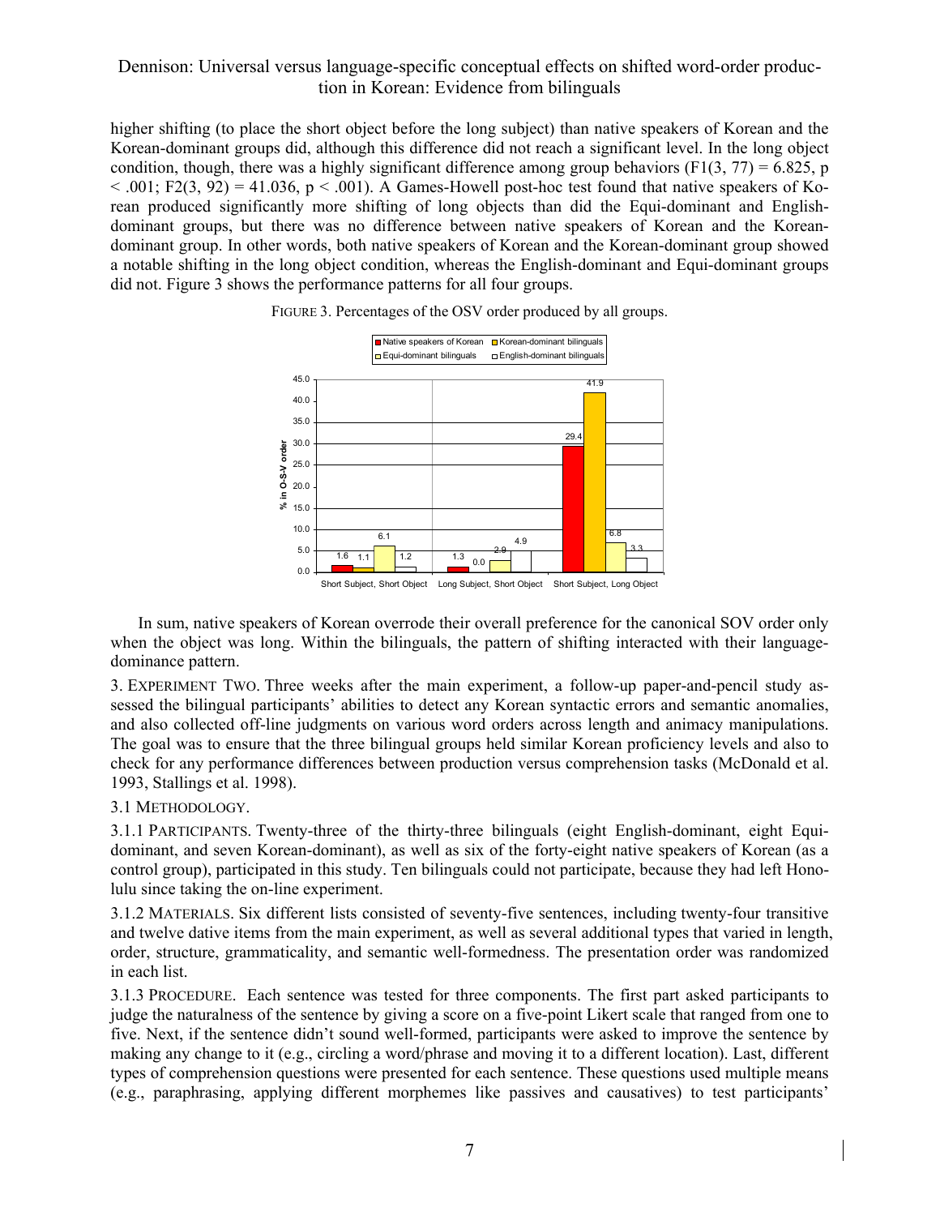higher shifting (to place the short object before the long subject) than native speakers of Korean and the Korean-dominant groups did, although this difference did not reach a significant level. In the long object condition, though, there was a highly significant difference among group behaviors ($F1(3, 77) = 6.825$, $p < .001$; $F2(3, 92) = 41.036$, $p < .001$). A Games-Howell post-hoc test found that native speakers of Korean produced significantly more shifting of long objects than did the Equi-dominant and English-dominant groups, but there was no difference between native speakers of Korean and the Korean-dominant group. In other words, both native speakers of Korean and the Korean-dominant group showed a notable shifting in the long object condition, whereas the English-dominant and Equi-dominant groups did not. Figure 3 shows the performance patterns for all four groups.

FIGURE 3. Percentages of the OSV order produced by all groups.

| % in O-S-V order | Native speakers of Korean | Korean-dominant bilinguals | Equi-dominant bilinguals | English-dominant bilinguals |
|---|---|---|---|---|
| Short Subject, Short Object | 1.6 | 1.1 | 6.1 | 1.2 |
| Long Subject, Short Object | 1.3 | 0.0 | 2.9 | 4.9 |
| Short Subject, Long Object | 29.4 | 41.9 | 6.8 | 3.3 |

In sum, native speakers of Korean overrode their overall preference for the canonical SOV order only when the object was long. Within the bilinguals, the pattern of shifting interacted with their language-dominance pattern.

3. EXPERIMENT TWO. Three weeks after the main experiment, a follow-up paper-and-pencil study assessed the bilingual participants' abilities to detect any Korean syntactic errors and semantic anomalies, and also collected off-line judgments on various word orders across length and animacy manipulations. The goal was to ensure that the three bilingual groups held similar Korean proficiency levels and also to check for any performance differences between production versus comprehension tasks (McDonald et al. 1993, Stallings et al. 1998).

3.1 METHODOLOGY.

3.1.1 PARTICIPANTS. Twenty-three of the thirty-three bilinguals (eight English-dominant, eight Equi-dominant, and seven Korean-dominant), as well as six of the forty-eight native speakers of Korean (as a control group), participated in this study. Ten bilinguals could not participate, because they had left Honolulu since taking the on-line experiment.

3.1.2 MATERIALS. Six different lists consisted of seventy-five sentences, including twenty-four transitive and twelve dative items from the main experiment, as well as several additional types that varied in length, order, structure, grammaticality, and semantic well-formedness. The presentation order was randomized in each list.

3.1.3 PROCEDURE. Each sentence was tested for three components. The first part asked participants to judge the naturalness of the sentence by giving a score on a five-point Likert scale that ranged from one to five. Next, if the sentence didn't sound well-formed, participants were asked to improve the sentence by making any change to it (e.g., circling a word/phrase and moving it to a different location). Last, different types of comprehension questions were presented for each sentence. These questions used multiple means (e.g., paraphrasing, applying different morphemes like passives and causatives) to test participants'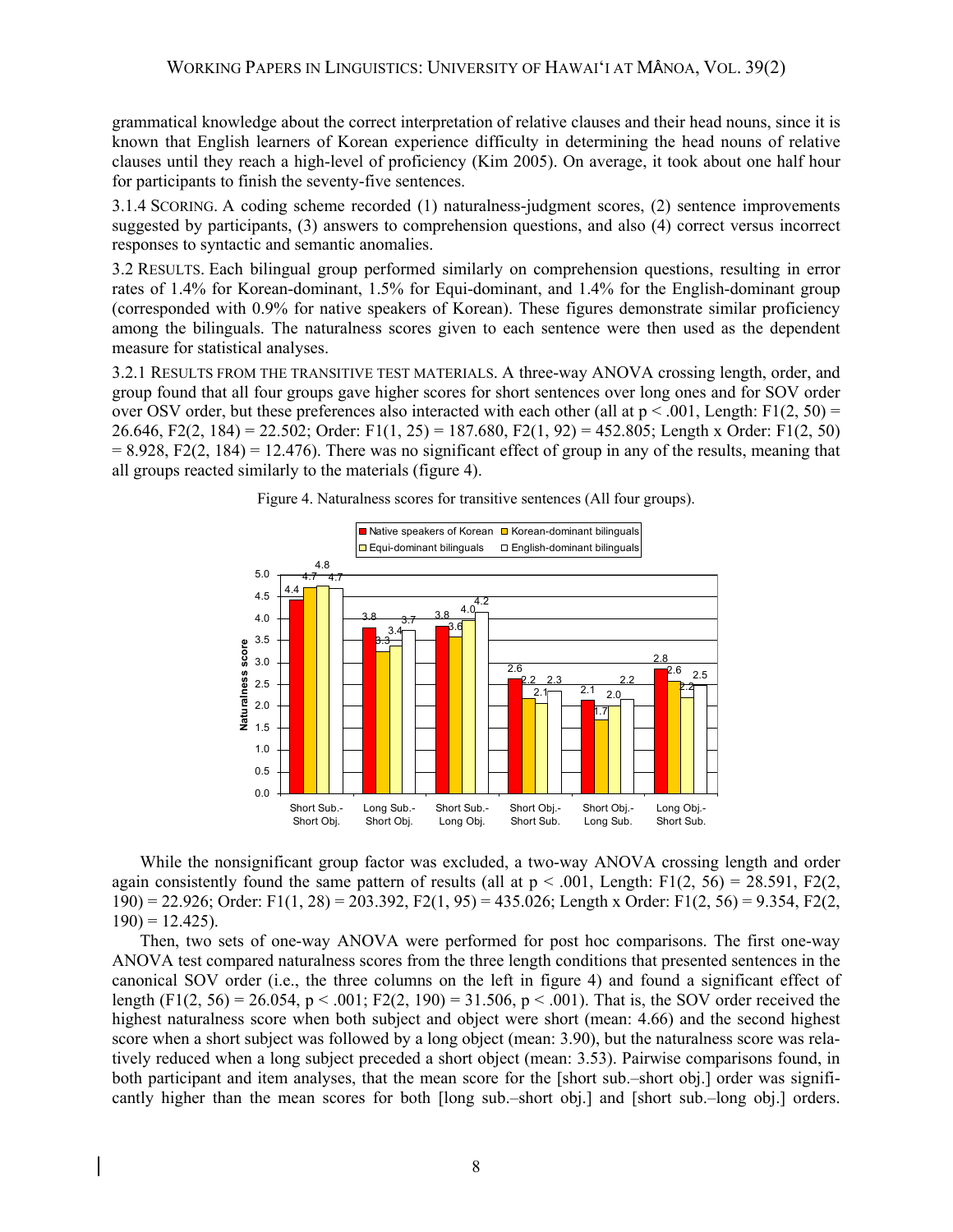grammatical knowledge about the correct interpretation of relative clauses and their head nouns, since it is known that English learners of Korean experience difficulty in determining the head nouns of relative clauses until they reach a high-level of proficiency (Kim 2005). On average, it took about one half hour for participants to finish the seventy-five sentences.

3.1.4 SCORING. A coding scheme recorded (1) naturalness-judgment scores, (2) sentence improvements suggested by participants, (3) answers to comprehension questions, and also (4) correct versus incorrect responses to syntactic and semantic anomalies.

3.2 RESULTS. Each bilingual group performed similarly on comprehension questions, resulting in error rates of 1.4% for Korean-dominant, 1.5% for Equi-dominant, and 1.4% for the English-dominant group (corresponded with 0.9% for native speakers of Korean). These figures demonstrate similar proficiency among the bilinguals. The naturalness scores given to each sentence were then used as the dependent measure for statistical analyses.

3.2.1 RESULTS FROM THE TRANSITIVE TEST MATERIALS. A three-way ANOVA crossing length, order, and group found that all four groups gave higher scores for short sentences over long ones and for SOV order over OSV order, but these preferences also interacted with each other (all at $p < .001$, Length: $F1(2, 50) = 26.646$, $F2(2, 184) = 22.502$; Order: $F1(1, 25) = 187.680$, $F2(1, 92) = 452.805$; Length x Order: $F1(2, 50) = 8.928$, $F2(2, 184) = 12.476$). There was no significant effect of group in any of the results, meaning that all groups reacted similarly to the materials (figure 4).

Figure 4. Naturalness scores for transitive sentences (All four groups).

| | Native speakers of Korean | Korean-dominant bilinguals | Equi-dominant bilinguals | English-dominant bilinguals |
|---|---|---|---|---|
| Short Sub.-Short Obj. | 4.4 | 4.7 | 4.8 | 4.7 |
| Long Sub.-Short Obj. | 3.8 | 3.3 | 3.4 | 3.7 |
| Short Sub.-Long Obj. | 3.8 | 3.6 | 4.0 | 4.2 |
| Short Obj.-Short Sub. | 2.6 | 2.2 | 2.1 | 2.3 |
| Short Obj.-Long Sub. | 2.1 | 1.7 | 2.0 | 2.2 |
| Long Obj.-Short Sub. | 2.8 | 2.6 | 2.2 | 2.5 |

While the nonsignificant group factor was excluded, a two-way ANOVA crossing length and order again consistently found the same pattern of results (all at $p < .001$, Length: $F1(2, 56) = 28.591$, $F2(2, 190) = 22.926$; Order: $F1(1, 28) = 203.392$, $F2(1, 95) = 435.026$; Length x Order: $F1(2, 56) = 9.354$, $F2(2, 190) = 12.425$).

Then, two sets of one-way ANOVA were performed for post hoc comparisons. The first one-way ANOVA test compared naturalness scores from the three length conditions that presented sentences in the canonical SOV order (i.e., the three columns on the left in figure 4) and found a significant effect of length ($F1(2, 56) = 26.054$, $p < .001$; $F2(2, 190) = 31.506$, $p < .001$). That is, the SOV order received the highest naturalness score when both subject and object were short (mean: 4.66) and the second highest score when a short subject was followed by a long object (mean: 3.90), but the naturalness score was relatively reduced when a long subject preceded a short object (mean: 3.53). Pairwise comparisons found, in both participant and item analyses, that the mean score for the [short sub.–short obj.] order was significantly higher than the mean scores for both [long sub.–short obj.] and [short sub.–long obj.] orders.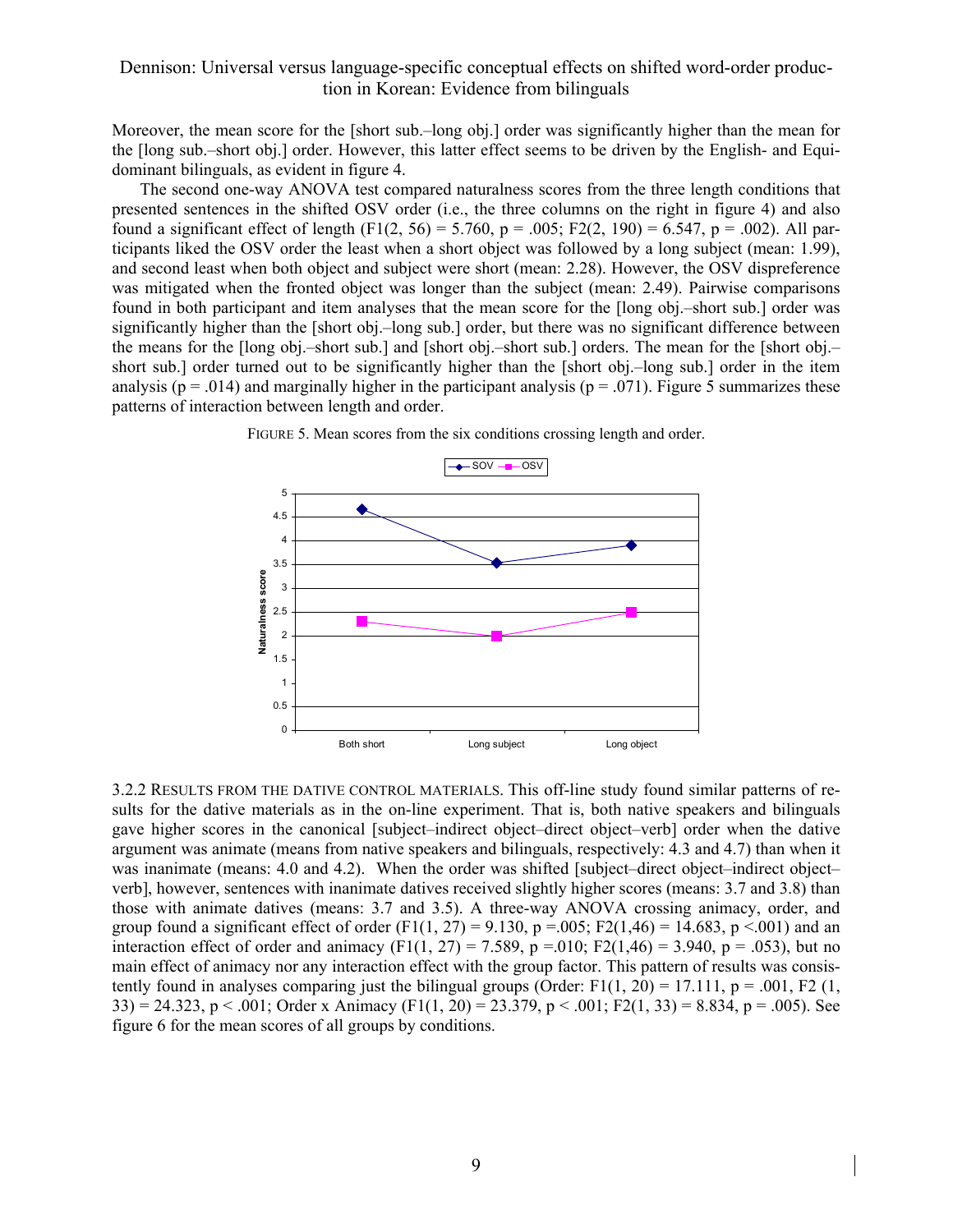Moreover, the mean score for the [short sub.–long obj.] order was significantly higher than the mean for the [long sub.–short obj.] order. However, this latter effect seems to be driven by the English- and Equi-dominant bilinguals, as evident in figure 4.

The second one-way ANOVA test compared naturalness scores from the three length conditions that presented sentences in the shifted OSV order (i.e., the three columns on the right in figure 4) and also found a significant effect of length ($F1(2, 56) = 5.760$, $p = .005$; $F2(2, 190) = 6.547$, $p = .002$). All participants liked the OSV order the least when a short object was followed by a long subject (mean: 1.99), and second least when both object and subject were short (mean: 2.28). However, the OSV dispreference was mitigated when the fronted object was longer than the subject (mean: 2.49). Pairwise comparisons found in both participant and item analyses that the mean score for the [long obj.–short sub.] order was significantly higher than the [short obj.–long sub.] order, but there was no significant difference between the means for the [long obj.–short sub.] and [short obj.–short sub.] orders. The mean for the [short obj.–short sub.] order turned out to be significantly higher than the [short obj.–long sub.] order in the item analysis ($p = .014$) and marginally higher in the participant analysis ($p = .071$). Figure 5 summarizes these patterns of interaction between length and order.

FIGURE 5. Mean scores from the six conditions crossing length and order.

3.2.2 RESULTS FROM THE DATIVE CONTROL MATERIALS. This off-line study found similar patterns of results for the dative materials as in the on-line experiment. That is, both native speakers and bilinguals gave higher scores in the canonical [subject–indirect object–direct object–verb] order when the dative argument was animate (means from native speakers and bilinguals, respectively: 4.3 and 4.7) than when it was inanimate (means: 4.0 and 4.2). When the order was shifted [subject–direct object–indirect object–verb], however, sentences with inanimate datives received slightly higher scores (means: 3.7 and 3.8) than those with animate datives (means: 3.7 and 3.5). A three-way ANOVA crossing animacy, order, and group found a significant effect of order ($F1(1, 27) = 9.130$, $p =.005$; $F2(1,46) = 14.683$, $p <.001$) and an interaction effect of order and animacy ($F1(1, 27) = 7.589$, $p =.010$; $F2(1,46) = 3.940$, $p = .053$), but no main effect of animacy nor any interaction effect with the group factor. This pattern of results was consistently found in analyses comparing just the bilingual groups (Order: $F1(1, 20) = 17.111$, $p = .001$, $F2(1, 33) = 24.323$, $p < .001$; Order x Animacy ($F1(1, 20) = 23.379$, $p < .001$; $F2(1, 33) = 8.834$, $p = .005$). See figure 6 for the mean scores of all groups by conditions.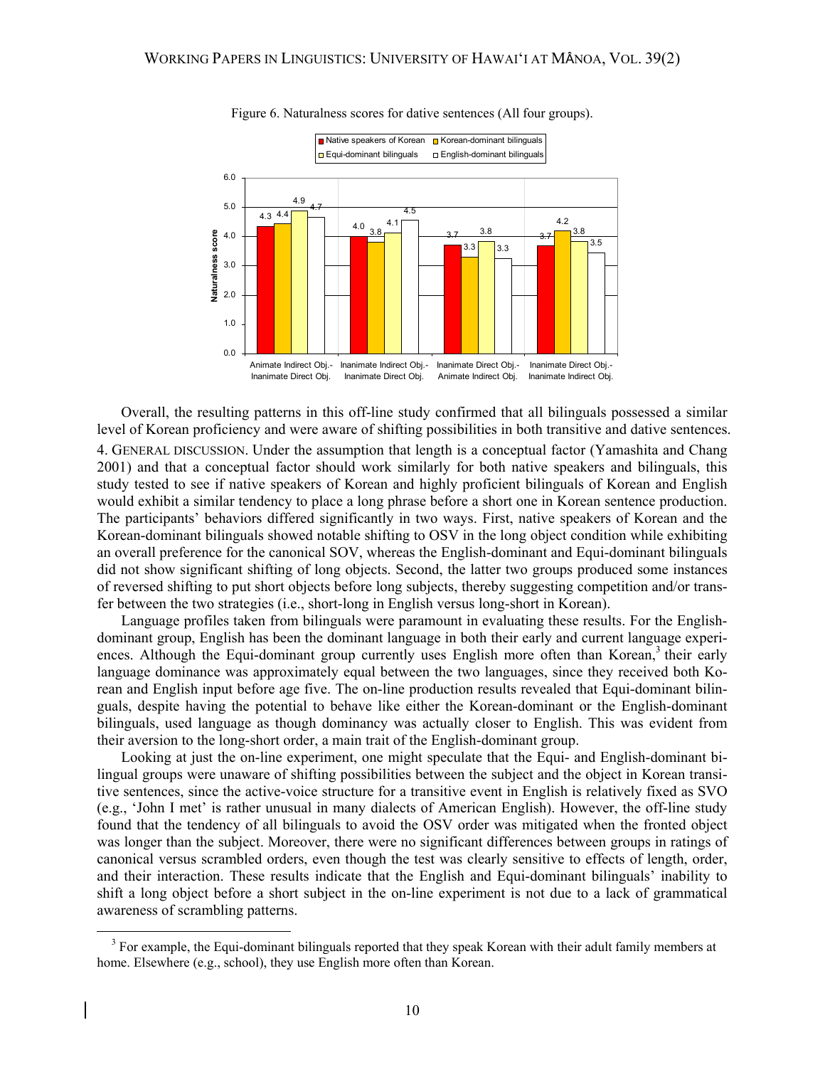Figure 6. Naturalness scores for dative sentences (All four groups).

| | Native speakers of Korean | Korean-dominant bilinguals | Equi-dominant bilinguals | English-dominant bilinguals |
|---|---|---|---|---|
| Animate Indirect Obj.-Inanimate Direct Obj. | 4.3 | 4.4 | 4.9 | 4.7 |
| Inanimate Indirect Obj.-Inanimate Direct Obj. | 4.0 | 3.8 | 4.1 | 4.5 |
| Inanimate Direct Obj.-Animate Indirect Obj. | 3.7 | 3.3 | 3.8 | 3.3 |
| Inanimate Direct Obj.-Inanimate Indirect Obj. | 3.7 | 4.2 | 3.8 | 3.5 |

Overall, the resulting patterns in this off-line study confirmed that all bilinguals possessed a similar level of Korean proficiency and were aware of shifting possibilities in both transitive and dative sentences.

4. GENERAL DISCUSSION. Under the assumption that length is a conceptual factor (Yamashita and Chang 2001) and that a conceptual factor should work similarly for both native speakers and bilinguals, this study tested to see if native speakers of Korean and highly proficient bilinguals of Korean and English would exhibit a similar tendency to place a long phrase before a short one in Korean sentence production. The participants' behaviors differed significantly in two ways. First, native speakers of Korean and the Korean-dominant bilinguals showed notable shifting to OSV in the long object condition while exhibiting an overall preference for the canonical SOV, whereas the English-dominant and Equi-dominant bilinguals did not show significant shifting of long objects. Second, the latter two groups produced some instances of reversed shifting to put short objects before long subjects, thereby suggesting competition and/or transfer between the two strategies (i.e., short-long in English versus long-short in Korean).

Language profiles taken from bilinguals were paramount in evaluating these results. For the English-dominant group, English has been the dominant language in both their early and current language experiences. Although the Equi-dominant group currently uses English more often than Korean,[3] their early language dominance was approximately equal between the two languages, since they received both Korean and English input before age five. The on-line production results revealed that Equi-dominant bilinguals, despite having the potential to behave like either the Korean-dominant or the English-dominant bilinguals, used language as though dominancy was actually closer to English. This was evident from their aversion to the long-short order, a main trait of the English-dominant group.

Looking at just the on-line experiment, one might speculate that the Equi- and English-dominant bilingual groups were unaware of shifting possibilities between the subject and the object in Korean transitive sentences, since the active-voice structure for a transitive event in English is relatively fixed as SVO (e.g., 'John I met' is rather unusual in many dialects of American English). However, the off-line study found that the tendency of all bilinguals to avoid the OSV order was mitigated when the fronted object was longer than the subject. Moreover, there were no significant differences between groups in ratings of canonical versus scrambled orders, even though the test was clearly sensitive to effects of length, order, and their interaction. These results indicate that the English and Equi-dominant bilinguals' inability to shift a long object before a short subject in the on-line experiment is not due to a lack of grammatical awareness of scrambling patterns.

[3] For example, the Equi-dominant bilinguals reported that they speak Korean with their adult family members at home. Elsewhere (e.g., school), they use English more often than Korean.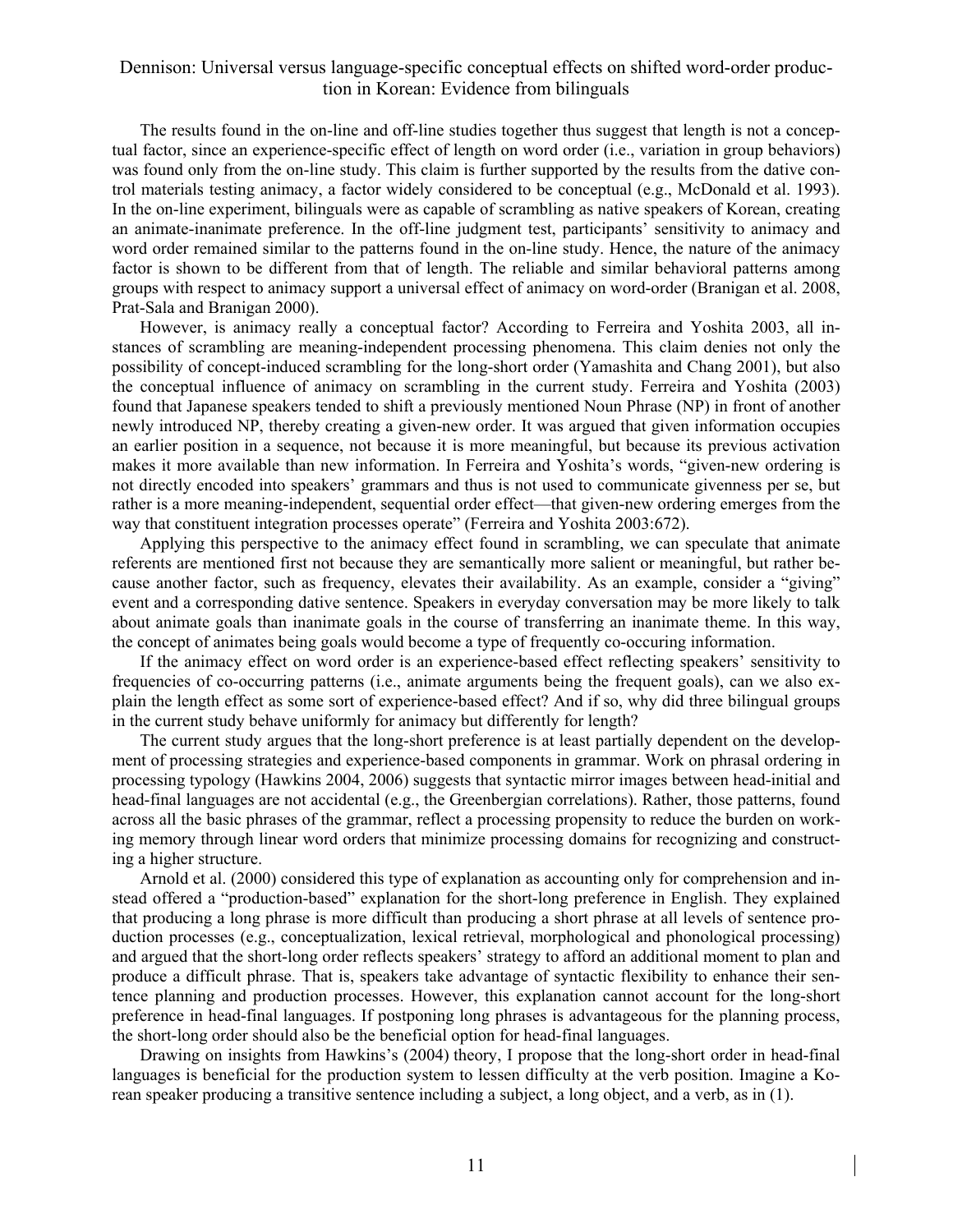The results found in the on-line and off-line studies together thus suggest that length is not a conceptual factor, since an experience-specific effect of length on word order (i.e., variation in group behaviors) was found only from the on-line study. This claim is further supported by the results from the dative control materials testing animacy, a factor widely considered to be conceptual (e.g., McDonald et al. 1993). In the on-line experiment, bilinguals were as capable of scrambling as native speakers of Korean, creating an animate-inanimate preference. In the off-line judgment test, participants' sensitivity to animacy and word order remained similar to the patterns found in the on-line study. Hence, the nature of the animacy factor is shown to be different from that of length. The reliable and similar behavioral patterns among groups with respect to animacy support a universal effect of animacy on word-order (Branigan et al. 2008, Prat-Sala and Branigan 2000).

However, is animacy really a conceptual factor? According to Ferreira and Yoshita 2003, all instances of scrambling are meaning-independent processing phenomena. This claim denies not only the possibility of concept-induced scrambling for the long-short order (Yamashita and Chang 2001), but also the conceptual influence of animacy on scrambling in the current study. Ferreira and Yoshita (2003) found that Japanese speakers tended to shift a previously mentioned Noun Phrase (NP) in front of another newly introduced NP, thereby creating a given-new order. It was argued that given information occupies an earlier position in a sequence, not because it is more meaningful, but because its previous activation makes it more available than new information. In Ferreira and Yoshita's words, "given-new ordering is not directly encoded into speakers' grammars and thus is not used to communicate givenness per se, but rather is a more meaning-independent, sequential order effect—that given-new ordering emerges from the way that constituent integration processes operate" (Ferreira and Yoshita 2003:672).

Applying this perspective to the animacy effect found in scrambling, we can speculate that animate referents are mentioned first not because they are semantically more salient or meaningful, but rather because another factor, such as frequency, elevates their availability. As an example, consider a "giving" event and a corresponding dative sentence. Speakers in everyday conversation may be more likely to talk about animate goals than inanimate goals in the course of transferring an inanimate theme. In this way, the concept of animates being goals would become a type of frequently co-occuring information.

If the animacy effect on word order is an experience-based effect reflecting speakers' sensitivity to frequencies of co-occurring patterns (i.e., animate arguments being the frequent goals), can we also explain the length effect as some sort of experience-based effect? And if so, why did three bilingual groups in the current study behave uniformly for animacy but differently for length?

The current study argues that the long-short preference is at least partially dependent on the development of processing strategies and experience-based components in grammar. Work on phrasal ordering in processing typology (Hawkins 2004, 2006) suggests that syntactic mirror images between head-initial and head-final languages are not accidental (e.g., the Greenbergian correlations). Rather, those patterns, found across all the basic phrases of the grammar, reflect a processing propensity to reduce the burden on working memory through linear word orders that minimize processing domains for recognizing and constructing a higher structure.

Arnold et al. (2000) considered this type of explanation as accounting only for comprehension and instead offered a "production-based" explanation for the short-long preference in English. They explained that producing a long phrase is more difficult than producing a short phrase at all levels of sentence production processes (e.g., conceptualization, lexical retrieval, morphological and phonological processing) and argued that the short-long order reflects speakers' strategy to afford an additional moment to plan and produce a difficult phrase. That is, speakers take advantage of syntactic flexibility to enhance their sentence planning and production processes. However, this explanation cannot account for the long-short preference in head-final languages. If postponing long phrases is advantageous for the planning process, the short-long order should also be the beneficial option for head-final languages.

Drawing on insights from Hawkins's (2004) theory, I propose that the long-short order in head-final languages is beneficial for the production system to lessen difficulty at the verb position. Imagine a Korean speaker producing a transitive sentence including a subject, a long object, and a verb, as in (1).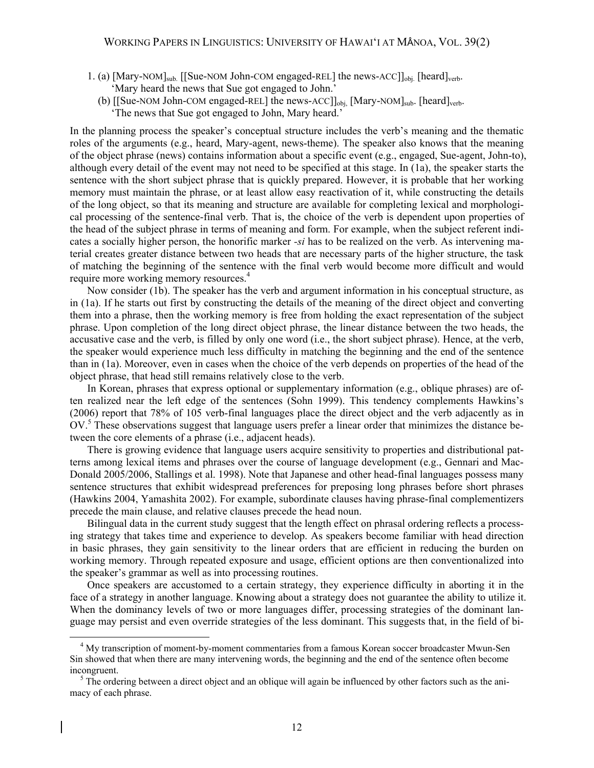1. (a) [Mary-NOM]$_{sub.}$ [[Sue-NOM John-COM engaged-REL] the news-ACC]]$_{obj.}$ [heard]$_{verb}$.
   'Mary heard the news that Sue got engaged to John.'

   (b) [[Sue-NOM John-COM engaged-REL] the news-ACC]]$_{obj.}$ [Mary-NOM]$_{sub.}$ [heard]$_{verb}$.
   'The news that Sue got engaged to John, Mary heard.'

In the planning process the speaker's conceptual structure includes the verb's meaning and the thematic roles of the arguments (e.g., heard, Mary-agent, news-theme). The speaker also knows that the meaning of the object phrase (news) contains information about a specific event (e.g., engaged, Sue-agent, John-to), although every detail of the event may not need to be specified at this stage. In (1a), the speaker starts the sentence with the short subject phrase that is quickly prepared. However, it is probable that her working memory must maintain the phrase, or at least allow easy reactivation of it, while constructing the details of the long object, so that its meaning and structure are available for completing lexical and morphological processing of the sentence-final verb. That is, the choice of the verb is dependent upon properties of the head of the subject phrase in terms of meaning and form. For example, when the subject referent indicates a socially higher person, the honorific marker *-si* has to be realized on the verb. As intervening material creates greater distance between two heads that are necessary parts of the higher structure, the task of matching the beginning of the sentence with the final verb would become more difficult and would require more working memory resources.[4]

Now consider (1b). The speaker has the verb and argument information in his conceptual structure, as in (1a). If he starts out first by constructing the details of the meaning of the direct object and converting them into a phrase, then the working memory is free from holding the exact representation of the subject phrase. Upon completion of the long direct object phrase, the linear distance between the two heads, the accusative case and the verb, is filled by only one word (i.e., the short subject phrase). Hence, at the verb, the speaker would experience much less difficulty in matching the beginning and the end of the sentence than in (1a). Moreover, even in cases when the choice of the verb depends on properties of the head of the object phrase, that head still remains relatively close to the verb.

In Korean, phrases that express optional or supplementary information (e.g., oblique phrases) are often realized near the left edge of the sentences (Sohn 1999). This tendency complements Hawkins's (2006) report that 78% of 105 verb-final languages place the direct object and the verb adjacently as in OV.[5] These observations suggest that language users prefer a linear order that minimizes the distance between the core elements of a phrase (i.e., adjacent heads).

There is growing evidence that language users acquire sensitivity to properties and distributional patterns among lexical items and phrases over the course of language development (e.g., Gennari and MacDonald 2005/2006, Stallings et al. 1998). Note that Japanese and other head-final languages possess many sentence structures that exhibit widespread preferences for preposing long phrases before short phrases (Hawkins 2004, Yamashita 2002). For example, subordinate clauses having phrase-final complementizers precede the main clause, and relative clauses precede the head noun.

Bilingual data in the current study suggest that the length effect on phrasal ordering reflects a processing strategy that takes time and experience to develop. As speakers become familiar with head direction in basic phrases, they gain sensitivity to the linear orders that are efficient in reducing the burden on working memory. Through repeated exposure and usage, efficient options are then conventionalized into the speaker's grammar as well as into processing routines.

Once speakers are accustomed to a certain strategy, they experience difficulty in aborting it in the face of a strategy in another language. Knowing about a strategy does not guarantee the ability to utilize it. When the dominancy levels of two or more languages differ, processing strategies of the dominant language may persist and even override strategies of the less dominant. This suggests that, in the field of bi-

---

[4] My transcription of moment-by-moment commentaries from a famous Korean soccer broadcaster Mwun-Sen Sin showed that when there are many intervening words, the beginning and the end of the sentence often become incongruent.

[5] The ordering between a direct object and an oblique will again be influenced by other factors such as the animacy of each phrase.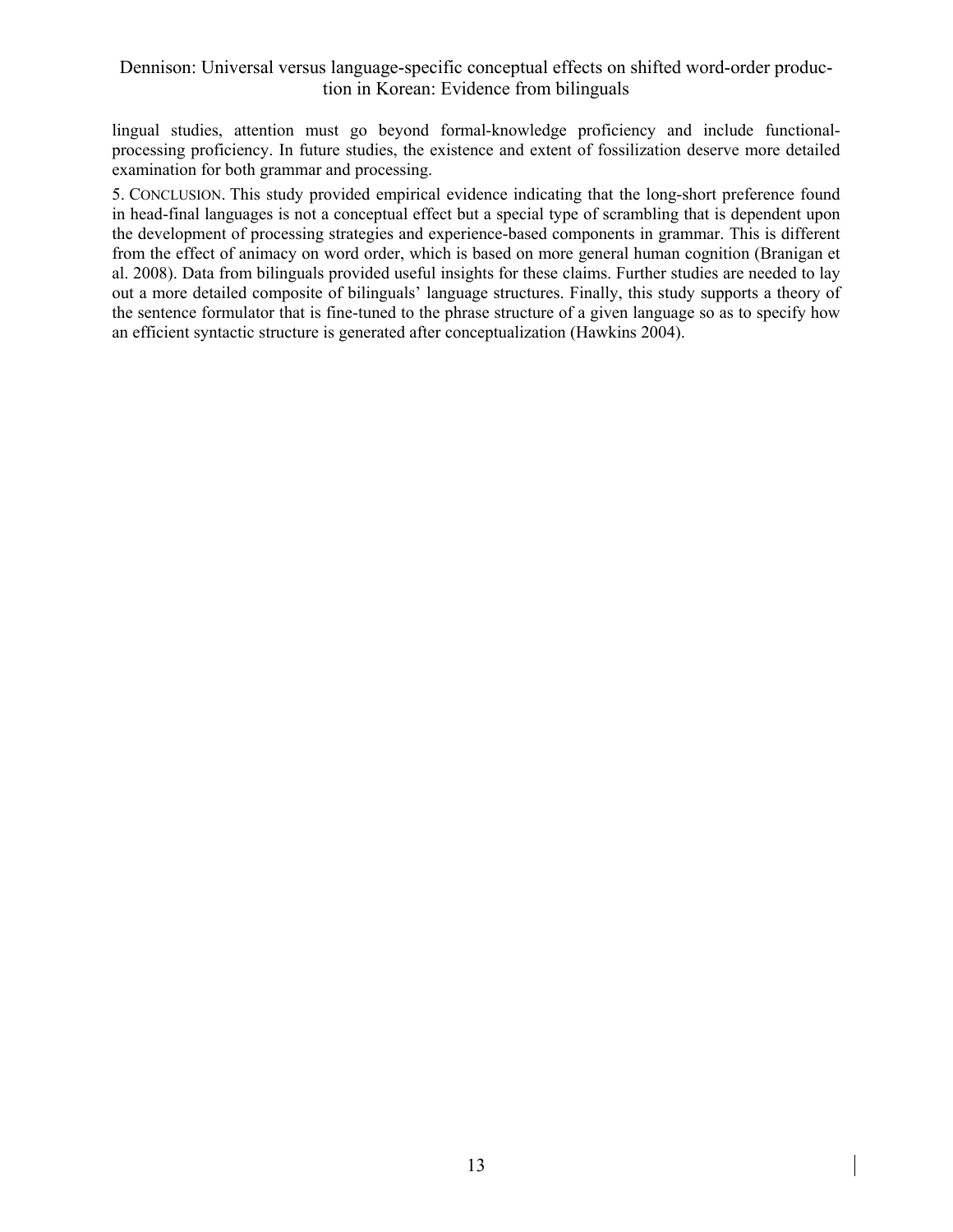lingual studies, attention must go beyond formal-knowledge proficiency and include functional-processing proficiency. In future studies, the existence and extent of fossilization deserve more detailed examination for both grammar and processing.

5. CONCLUSION. This study provided empirical evidence indicating that the long-short preference found in head-final languages is not a conceptual effect but a special type of scrambling that is dependent upon the development of processing strategies and experience-based components in grammar. This is different from the effect of animacy on word order, which is based on more general human cognition (Branigan et al. 2008). Data from bilinguals provided useful insights for these claims. Further studies are needed to lay out a more detailed composite of bilinguals' language structures. Finally, this study supports a theory of the sentence formulator that is fine-tuned to the phrase structure of a given language so as to specify how an efficient syntactic structure is generated after conceptualization (Hawkins 2004).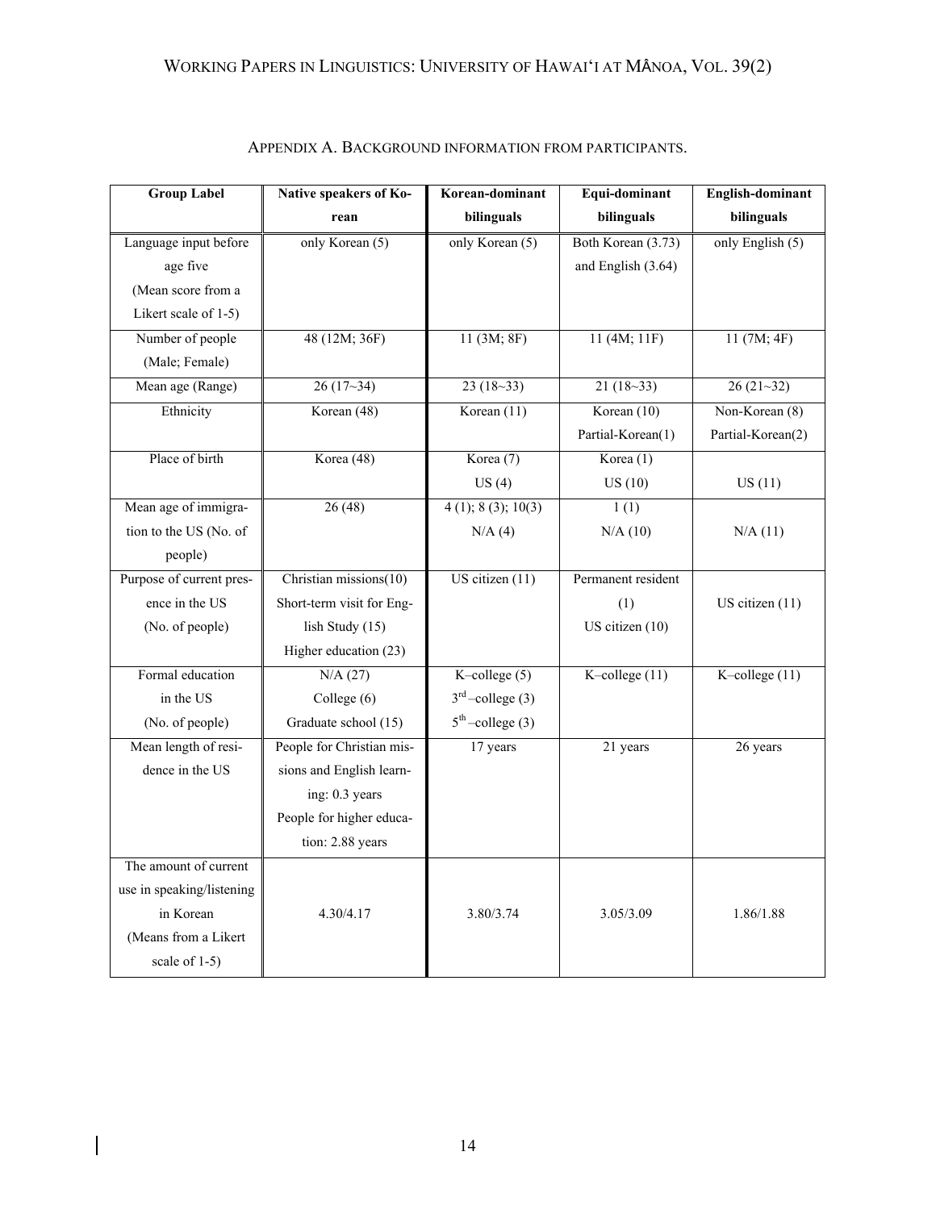APPENDIX A. BACKGROUND INFORMATION FROM PARTICIPANTS.

| Group Label | Native speakers of Korean | Korean-dominant bilinguals | Equi-dominant bilinguals | English-dominant bilinguals |
|---|---|---|---|---|
| Language input before age five (Mean score from a Likert scale of 1-5) | only Korean (5) | only Korean (5) | Both Korean (3.73) and English (3.64) | only English (5) |
| Number of people (Male; Female) | 48 (12M; 36F) | 11 (3M; 8F) | 11 (4M; 11F) | 11 (7M; 4F) |
| Mean age (Range) | 26 (17~34) | 23 (18~33) | 21 (18~33) | 26 (21~32) |
| Ethnicity | Korean (48) | Korean (11) | Korean (10) Partial-Korean(1) | Non-Korean (8) Partial-Korean(2) |
| Place of birth | Korea (48) | Korea (7) US (4) | Korea (1) US (10) | US (11) |
| Mean age of immigration to the US (No. of people) | 26 (48) | 4 (1); 8 (3); 10(3) N/A (4) | 1 (1) N/A (10) | N/A (11) |
| Purpose of current presence in the US (No. of people) | Christian missions(10) Short-term visit for English Study (15) Higher education (23) | US citizen (11) | Permanent resident (1) US citizen (10) | US citizen (11) |
| Formal education in the US (No. of people) | N/A (27) College (6) Graduate school (15) | K–college (5) 3rd –college (3) 5th –college (3) | K–college (11) | K–college (11) |
| Mean length of residence in the US | People for Christian missions and English learning: 0.3 years People for higher education: 2.88 years | 17 years | 21 years | 26 years |
| The amount of current use in speaking/listening in Korean (Means from a Likert scale of 1-5) | 4.30/4.17 | 3.80/3.74 | 3.05/3.09 | 1.86/1.88 |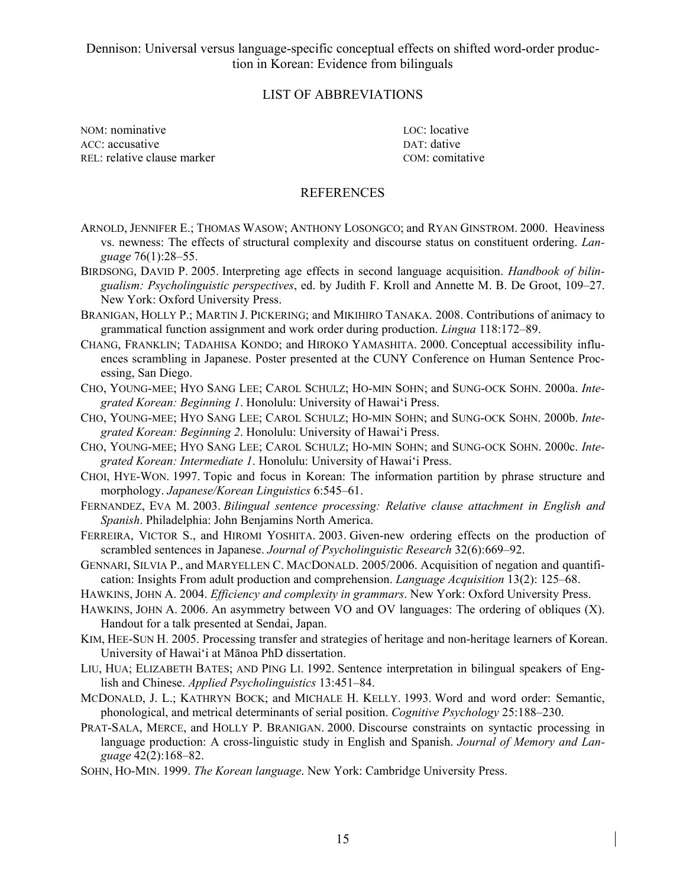## LIST OF ABBREVIATIONS

NOM: nominative
ACC: accusative
REL: relative clause marker
LOC: locative
DAT: dative
COM: comitative

## REFERENCES

ARNOLD, JENNIFER E.; THOMAS WASOW; ANTHONY LOSONGCO; and RYAN GINSTROM. 2000. Heaviness vs. newness: The effects of structural complexity and discourse status on constituent ordering. *Language* 76(1):28–55.

BIRDSONG, DAVID P. 2005. Interpreting age effects in second language acquisition. *Handbook of bilingualism: Psycholinguistic perspectives*, ed. by Judith F. Kroll and Annette M. B. De Groot, 109–27. New York: Oxford University Press.

BRANIGAN, HOLLY P.; MARTIN J. PICKERING; and MIKIHIRO TANAKA. 2008. Contributions of animacy to grammatical function assignment and work order during production. *Lingua* 118:172–89.

CHANG, FRANKLIN; TADAHISA KONDO; and HIROKO YAMASHITA. 2000. Conceptual accessibility influences scrambling in Japanese. Poster presented at the CUNY Conference on Human Sentence Processing, San Diego.

CHO, YOUNG-MEE; HYO SANG LEE; CAROL SCHULZ; HO-MIN SOHN; and SUNG-OCK SOHN. 2000a. *Integrated Korean: Beginning 1*. Honolulu: University of Hawai'i Press.

CHO, YOUNG-MEE; HYO SANG LEE; CAROL SCHULZ; HO-MIN SOHN; and SUNG-OCK SOHN. 2000b. *Integrated Korean: Beginning 2*. Honolulu: University of Hawai'i Press.

CHO, YOUNG-MEE; HYO SANG LEE; CAROL SCHULZ; HO-MIN SOHN; and SUNG-OCK SOHN. 2000c. *Integrated Korean: Intermediate 1*. Honolulu: University of Hawai'i Press.

CHOI, HYE-WON. 1997. Topic and focus in Korean: The information partition by phrase structure and morphology. *Japanese/Korean Linguistics* 6:545–61.

FERNANDEZ, EVA M. 2003. *Bilingual sentence processing: Relative clause attachment in English and Spanish*. Philadelphia: John Benjamins North America.

FERREIRA, VICTOR S., and HIROMI YOSHITA. 2003. Given-new ordering effects on the production of scrambled sentences in Japanese. *Journal of Psycholinguistic Research* 32(6):669–92.

GENNARI, SILVIA P., and MARYELLEN C. MACDONALD. 2005/2006. Acquisition of negation and quantification: Insights From adult production and comprehension. *Language Acquisition* 13(2): 125–68.

HAWKINS, JOHN A. 2004. *Efficiency and complexity in grammars*. New York: Oxford University Press.

HAWKINS, JOHN A. 2006. An asymmetry between VO and OV languages: The ordering of obliques (X). Handout for a talk presented at Sendai, Japan.

KIM, HEE-SUN H. 2005. Processing transfer and strategies of heritage and non-heritage learners of Korean. University of Hawai'i at Mānoa PhD dissertation.

LIU, HUA; ELIZABETH BATES; AND PING LI. 1992. Sentence interpretation in bilingual speakers of English and Chinese. *Applied Psycholinguistics* 13:451–84.

MCDONALD, J. L.; KATHRYN BOCK; and MICHALE H. KELLY. 1993. Word and word order: Semantic, phonological, and metrical determinants of serial position. *Cognitive Psychology* 25:188–230.

PRAT-SALA, MERCE, and HOLLY P. BRANIGAN. 2000. Discourse constraints on syntactic processing in language production: A cross-linguistic study in English and Spanish. *Journal of Memory and Language* 42(2):168–82.

SOHN, HO-MIN. 1999. *The Korean language*. New York: Cambridge University Press.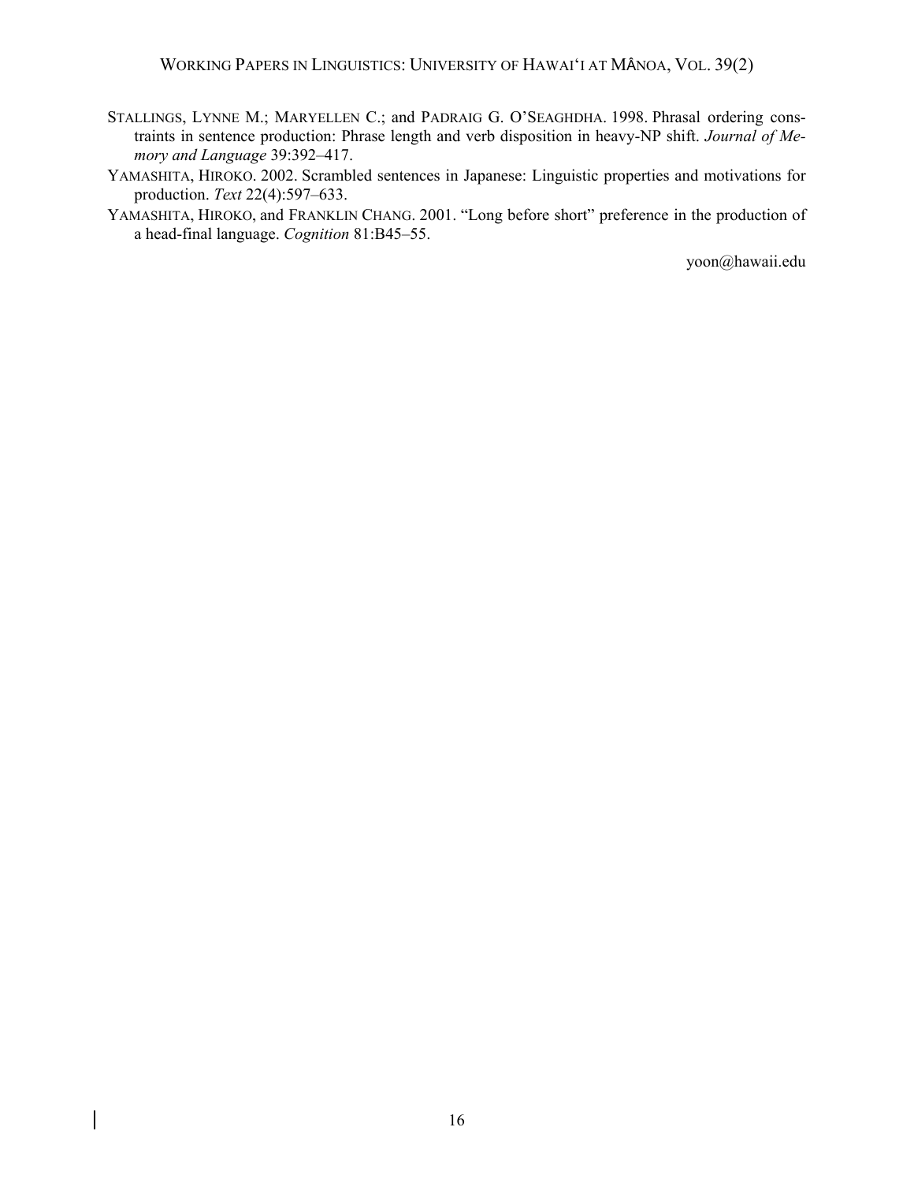STALLINGS, LYNNE M.; MARYELLEN C.; and PADRAIG G. O'SEAGHDHA. 1998. Phrasal ordering constraints in sentence production: Phrase length and verb disposition in heavy-NP shift. *Journal of Memory and Language* 39:392–417.

YAMASHITA, HIROKO. 2002. Scrambled sentences in Japanese: Linguistic properties and motivations for production. *Text* 22(4):597–633.

YAMASHITA, HIROKO, and FRANKLIN CHANG. 2001. "Long before short" preference in the production of a head-final language. *Cognition* 81:B45–55.

yoon@hawaii.edu